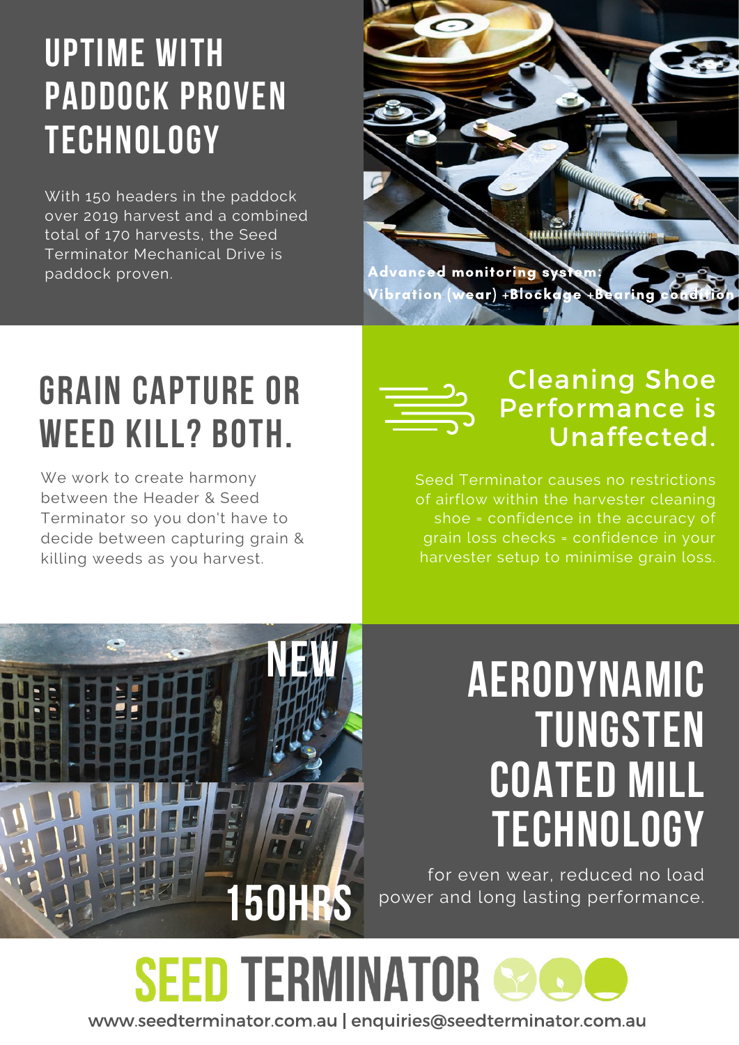# UPTIME WITH PADDOCK PROVEN TECHNOLOGY

With 150 headers in the paddock over 2019 harvest and a combined total of 170 harvests, the Seed Terminator Mechanical Drive is paddock proven.

**Advanced monitoring system: Vibration (wear) +Blockage +Bearing condition**

# GRAIN CAPTURE OR WEED KILL? BOTH.

We work to create harmony between the Header & Seed Terminator so you don't have to decide between capturing grain & killing weeds as you harvest.

## Cleaning Shoe Performance is Unaffected.

Seed Terminator causes no restrictions of airflow within the harvester cleaning shoe = confidence in the accuracy of grain loss checks = confidence in your harvester setup to minimise grain loss.

NEW

150HRS

# AERODYNAMIC TUNGSTEN COATED MILL TECHNOLOGY

for even wear, reduced no load power and long lasting performance.

**SEED TERMINATOR**

www.seedterminator.com.au | enquiries@seedterminator.com.au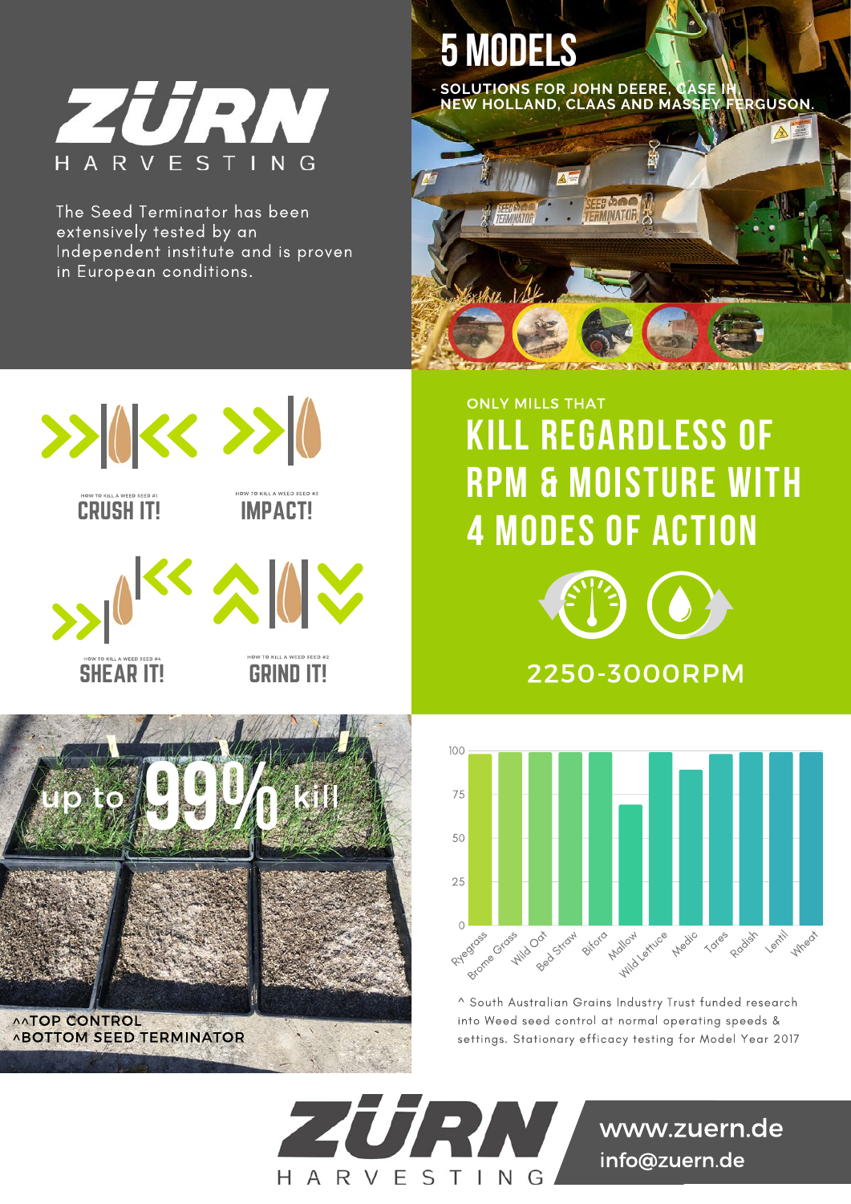# ZÜRN HARVESTING

The Seed Terminator has been extensively tested by an Independent institute and is proven in European conditions.

## 5 MODELS

SOLUTIONS FOR JOHN DEERE, CASE IH, NEW HOLLAND, CLAAS AND MASSEY FERGUSON.

HOW TO KILL A WEED SEED #1
**CRUSH IT!**

HOW TO KILL A WEED SEED #3
**IMPACT!**

HOW TO KILL A WEED SEED #4
**SHEAR IT!**

HOW TO KILL A WEED SEED #2
**GRIND IT!**

ONLY MILLS THAT

## KILL REGARDLESS OF RPM & MOISTURE WITH 4 MODES OF ACTION

2250-3000RPM

up to 99% kill

^^TOP CONTROL
^BOTTOM SEED TERMINATOR

100
75
50
25
0

Ryegrass
Brome Grass
Wild Oat
Bed Straw
Bifora
Mallow
Wild Lettuce
Medic
Tares
Radish
Lentil
Wheat

^ South Australian Grains Industry Trust funded research into Weed seed control at normal operating speeds & settings. Stationary efficacy testing for Model Year 2017

ZÜRN HARVESTING

www.zuern.de
info@zuern.de